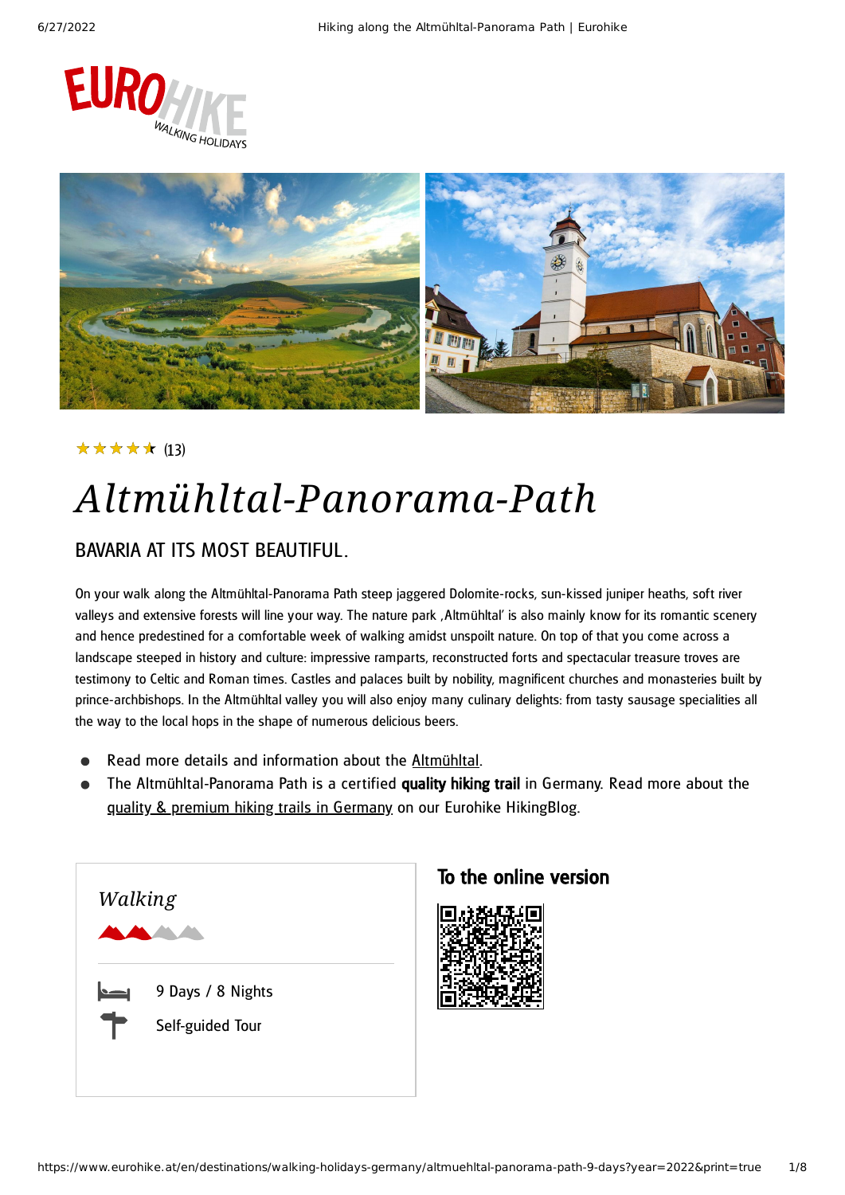★★★★½ (13)

# Altmühltal-Panorama-Path

## BAVARIA AT ITS MOST BEAUTIFUL.

On your walk along the Altmühltal-Panorama Path steep jaggered Dolomite-rocks, sun-kissed juniper heaths, soft river valleys and extensive forests will line your way. The nature park ‚Altmühltal' is also mainly know for its romantic scenery and hence predestined for a comfortable week of walking amidst unspoilt nature. On top of that you come across a landscape steeped in history and culture: impressive ramparts, reconstructed forts and spectacular treasure troves are testimony to Celtic and Roman times. Castles and palaces built by nobility, magnificent churches and monasteries built by prince-archbishops. In the Altmühltal valley you will also enjoy many culinary delights: from tasty sausage specialities all the way to the local hops in the shape of numerous delicious beers.

- Read more details and information about the Altmühltal.
- The Altmühltal-Panorama Path is a certified **quality hiking trail** in Germany. Read more about the quality & premium hiking trails in Germany on our Eurohike HikingBlog.

*Walking*

9 Days / 8 Nights

Self-guided Tour

**To the online version**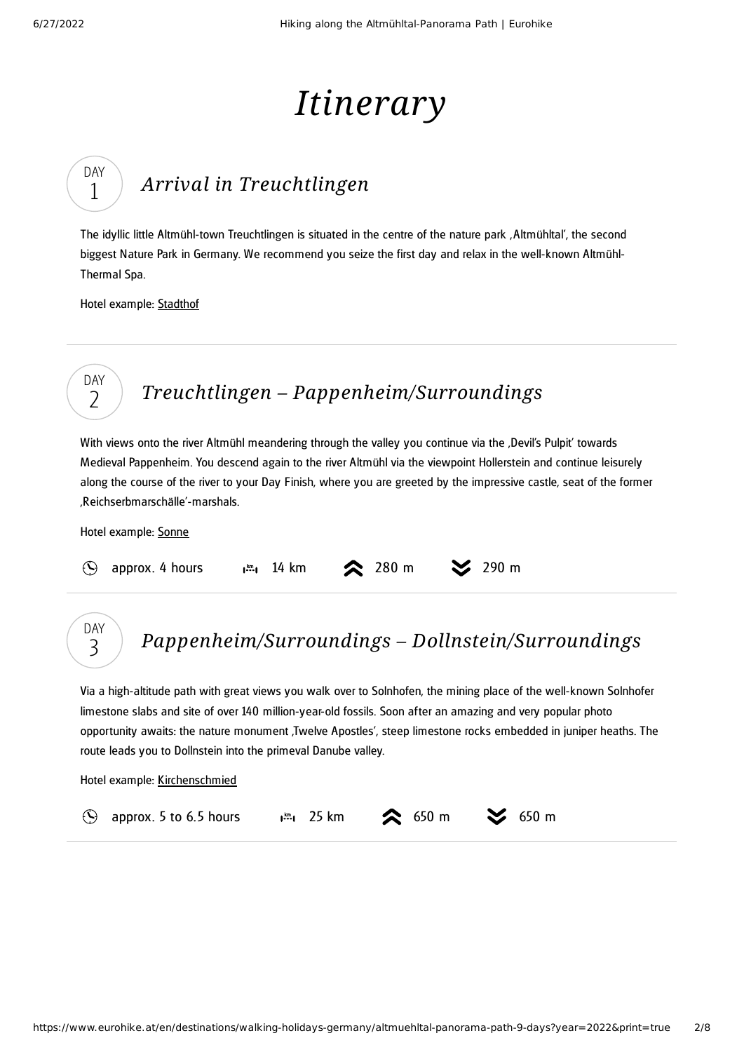# Itinerary

## DAY 1 Arrival in Treuchtlingen

The idyllic little Altmühl-town Treuchtlingen is situated in the centre of the nature park ‚Altmühltal', the second biggest Nature Park in Germany. We recommend you seize the first day and relax in the well-known Altmühl-Thermal Spa.

Hotel example: Stadthof

---

## DAY 2 Treuchtlingen – Pappenheim/Surroundings

With views onto the river Altmühl meandering through the valley you continue via the ‚Devil's Pulpit' towards Medieval Pappenheim. You descend again to the river Altmühl via the viewpoint Hollerstein and continue leisurely along the course of the river to your Day Finish, where you are greeted by the impressive castle, seat of the former ‚Reichserbmarschälle'-marshals.

Hotel example: Sonne

approx. 4 hours | 14 km | ascent 280 m | descent 290 m

---

## DAY 3 Pappenheim/Surroundings – Dollnstein/Surroundings

Via a high-altitude path with great views you walk over to Solnhofen, the mining place of the well-known Solnhofer limestone slabs and site of over 140 million-year-old fossils. Soon after an amazing and very popular photo opportunity awaits: the nature monument ‚Twelve Apostles', steep limestone rocks embedded in juniper heaths. The route leads you to Dollnstein into the primeval Danube valley.

Hotel example: Kirchenschmied

approx. 5 to 6.5 hours | 25 km | ascent 650 m | descent 650 m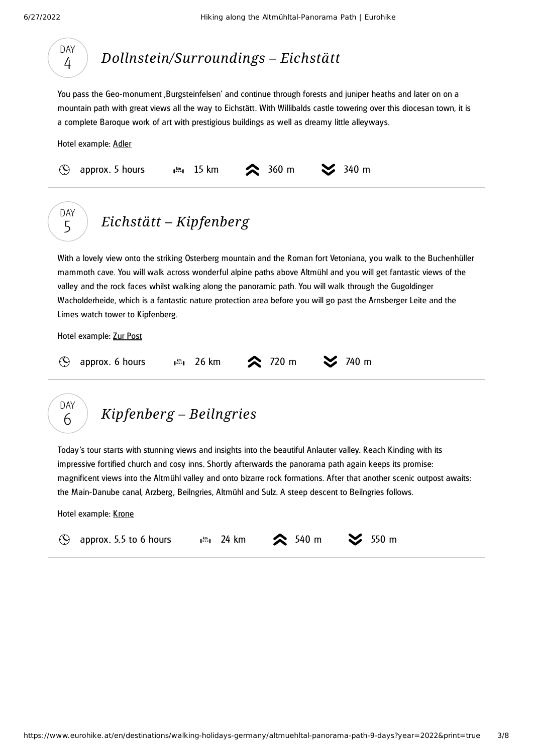## DAY 4 — *Dollnstein/Surroundings – Eichstätt*

You pass the Geo-monument ‚Burgsteinfelsen' and continue through forests and juniper heaths and later on on a mountain path with great views all the way to Eichstätt. With Willibalds castle towering over this diocesan town, it is a complete Baroque work of art with prestigious buildings as well as dreamy little alleyways.

Hotel example: Adler

approx. 5 hours | 15 km | ascent 360 m | descent 340 m

---

## DAY 5 — *Eichstätt – Kipfenberg*

With a lovely view onto the striking Osterberg mountain and the Roman fort Vetoniana, you walk to the Buchenhüller mammoth cave. You will walk across wonderful alpine paths above Altmühl and you will get fantastic views of the valley and the rock faces whilst walking along the panoramic path. You will walk through the Gugoldinger Wacholderheide, which is a fantastic nature protection area before you will go past the Arnsberger Leite and the Limes watch tower to Kipfenberg.

Hotel example: Zur Post

approx. 6 hours | 26 km | ascent 720 m | descent 740 m

---

## DAY 6 — *Kipfenberg – Beilngries*

Today's tour starts with stunning views and insights into the beautiful Anlauter valley. Reach Kinding with its impressive fortified church and cosy inns. Shortly afterwards the panorama path again keeps its promise: magnificent views into the Altmühl valley and onto bizarre rock formations. After that another scenic outpost awaits: the Main-Danube canal, Arzberg, Beilngries, Altmühl and Sulz. A steep descent to Beilngries follows.

Hotel example: Krone

approx. 5.5 to 6 hours | 24 km | ascent 540 m | descent 550 m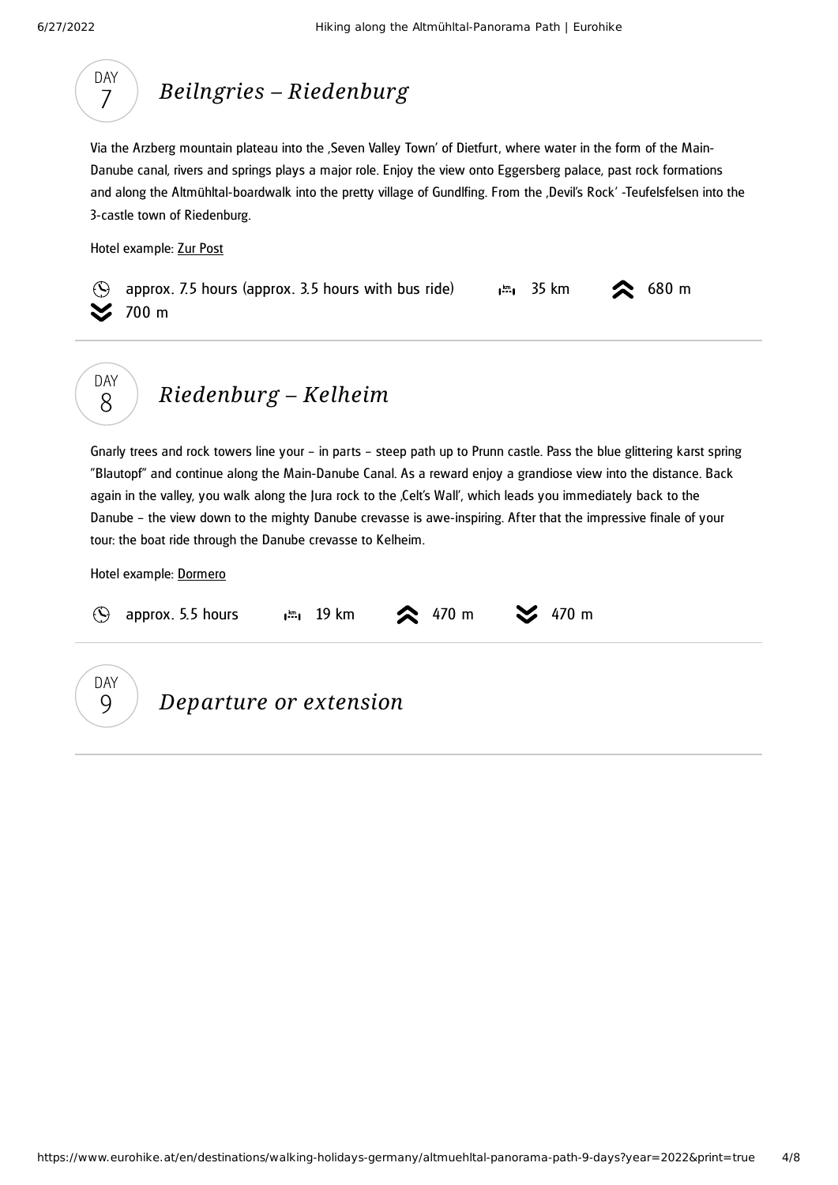## DAY 7 *Beilngries – Riedenburg*

Via the Arzberg mountain plateau into the ‚Seven Valley Town' of Dietfurt, where water in the form of the Main-Danube canal, rivers and springs plays a major role. Enjoy the view onto Eggersberg palace, past rock formations and along the Altmühltal-boardwalk into the pretty village of Gundlfing. From the ‚Devil's Rock' -Teufelsfelsen into the 3-castle town of Riedenburg.

Hotel example: Zur Post

approx. 7.5 hours (approx. 3.5 hours with bus ride) | 35 km | ascent 680 m | descent 700 m

## DAY 8 *Riedenburg – Kelheim*

Gnarly trees and rock towers line your – in parts – steep path up to Prunn castle. Pass the blue glittering karst spring "Blautopf" and continue along the Main-Danube Canal. As a reward enjoy a grandiose view into the distance. Back again in the valley, you walk along the Jura rock to the ‚Celt's Wall', which leads you immediately back to the Danube – the view down to the mighty Danube crevasse is awe-inspiring. After that the impressive finale of your tour: the boat ride through the Danube crevasse to Kelheim.

Hotel example: Dormero

approx. 5.5 hours | 19 km | ascent 470 m | descent 470 m

## DAY 9 *Departure or extension*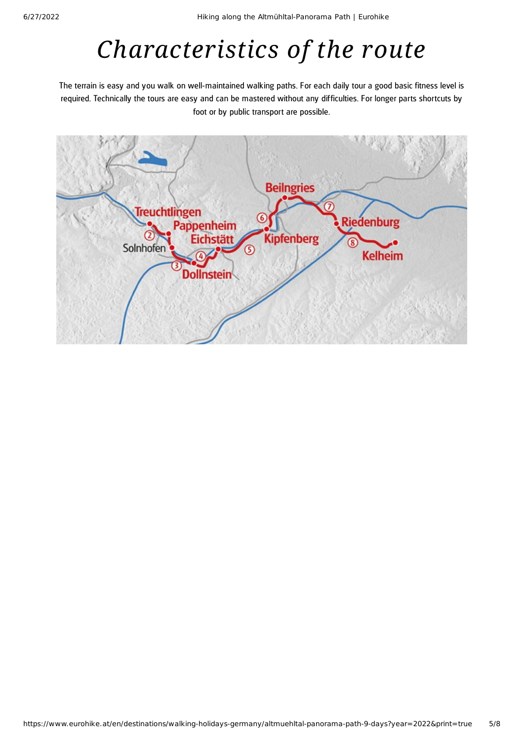# *Characteristics of the route*

The terrain is easy and you walk on well-maintained walking paths. For each daily tour a good basic fitness level is required. Technically the tours are easy and can be mastered without any difficulties. For longer parts shortcuts by foot or by public transport are possible.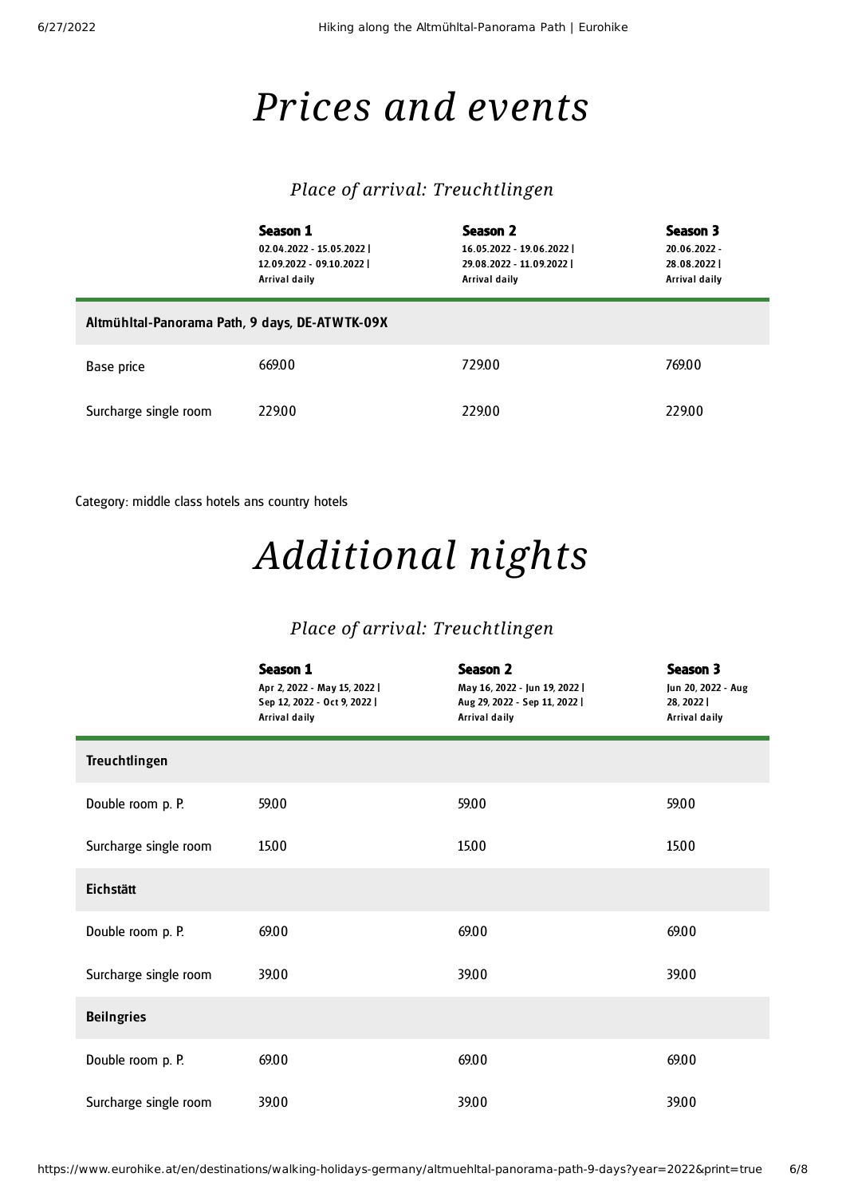# Prices and events

### Place of arrival: Treuchtlingen

| | **Season 1**<br>02.04.2022 - 15.05.2022 \|<br>12.09.2022 - 09.10.2022 \|<br>Arrival daily | **Season 2**<br>16.05.2022 - 19.06.2022 \|<br>29.08.2022 - 11.09.2022 \|<br>Arrival daily | **Season 3**<br>20.06.2022 -<br>28.08.2022 \|<br>Arrival daily |
|---|---|---|---|
| **Altmühltal-Panorama Path, 9 days, DE-ATWTK-09X** | | | |
| Base price | 669.00 | 729.00 | 769.00 |
| Surcharge single room | 229.00 | 229.00 | 229.00 |

Category: middle class hotels ans country hotels

# Additional nights

### Place of arrival: Treuchtlingen

| | **Season 1**<br>Apr 2, 2022 - May 15, 2022 \|<br>Sep 12, 2022 - Oct 9, 2022 \|<br>Arrival daily | **Season 2**<br>May 16, 2022 - Jun 19, 2022 \|<br>Aug 29, 2022 - Sep 11, 2022 \|<br>Arrival daily | **Season 3**<br>Jun 20, 2022 - Aug<br>28, 2022 \|<br>Arrival daily |
|---|---|---|---|
| **Treuchtlingen** | | | |
| Double room p. P. | 59.00 | 59.00 | 59.00 |
| Surcharge single room | 15.00 | 15.00 | 15.00 |
| **Eichstätt** | | | |
| Double room p. P. | 69.00 | 69.00 | 69.00 |
| Surcharge single room | 39.00 | 39.00 | 39.00 |
| **Beilngries** | | | |
| Double room p. P. | 69.00 | 69.00 | 69.00 |
| Surcharge single room | 39.00 | 39.00 | 39.00 |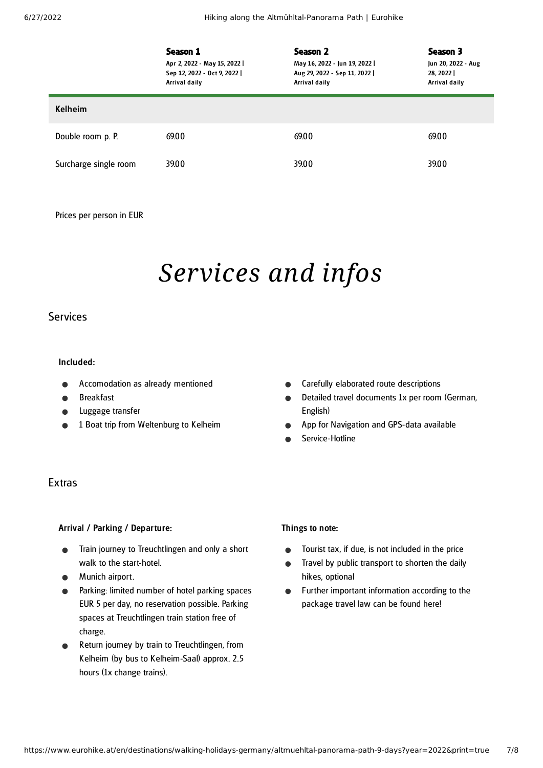| | **Season 1**<br>Apr 2, 2022 - May 15, 2022 \| Sep 12, 2022 - Oct 9, 2022 \| Arrival daily | **Season 2**<br>May 16, 2022 - Jun 19, 2022 \| Aug 29, 2022 - Sep 11, 2022 \| Arrival daily | **Season 3**<br>Jun 20, 2022 - Aug 28, 2022 \| Arrival daily |
|---|---|---|---|
| **Kelheim** | | | |
| Double room p. P. | 69.00 | 69.00 | 69.00 |
| Surcharge single room | 39.00 | 39.00 | 39.00 |

Prices per person in EUR

# *Services and infos*

## Services

**Included:**

- Accomodation as already mentioned
- Breakfast
- Luggage transfer
- 1 Boat trip from Weltenburg to Kelheim
- Carefully elaborated route descriptions
- Detailed travel documents 1x per room (German, English)
- App for Navigation and GPS-data available
- Service-Hotline

## Extras

**Arrival / Parking / Departure:**

- Train journey to Treuchtlingen and only a short walk to the start-hotel.
- Munich airport.
- Parking: limited number of hotel parking spaces EUR 5 per day, no reservation possible. Parking spaces at Treuchtlingen train station free of charge.
- Return journey by train to Treuchtlingen, from Kelheim (by bus to Kelheim-Saal) approx. 2.5 hours (1x change trains).

**Things to note:**

- Tourist tax, if due, is not included in the price
- Travel by public transport to shorten the daily hikes, optional
- Further important information according to the package travel law can be found here!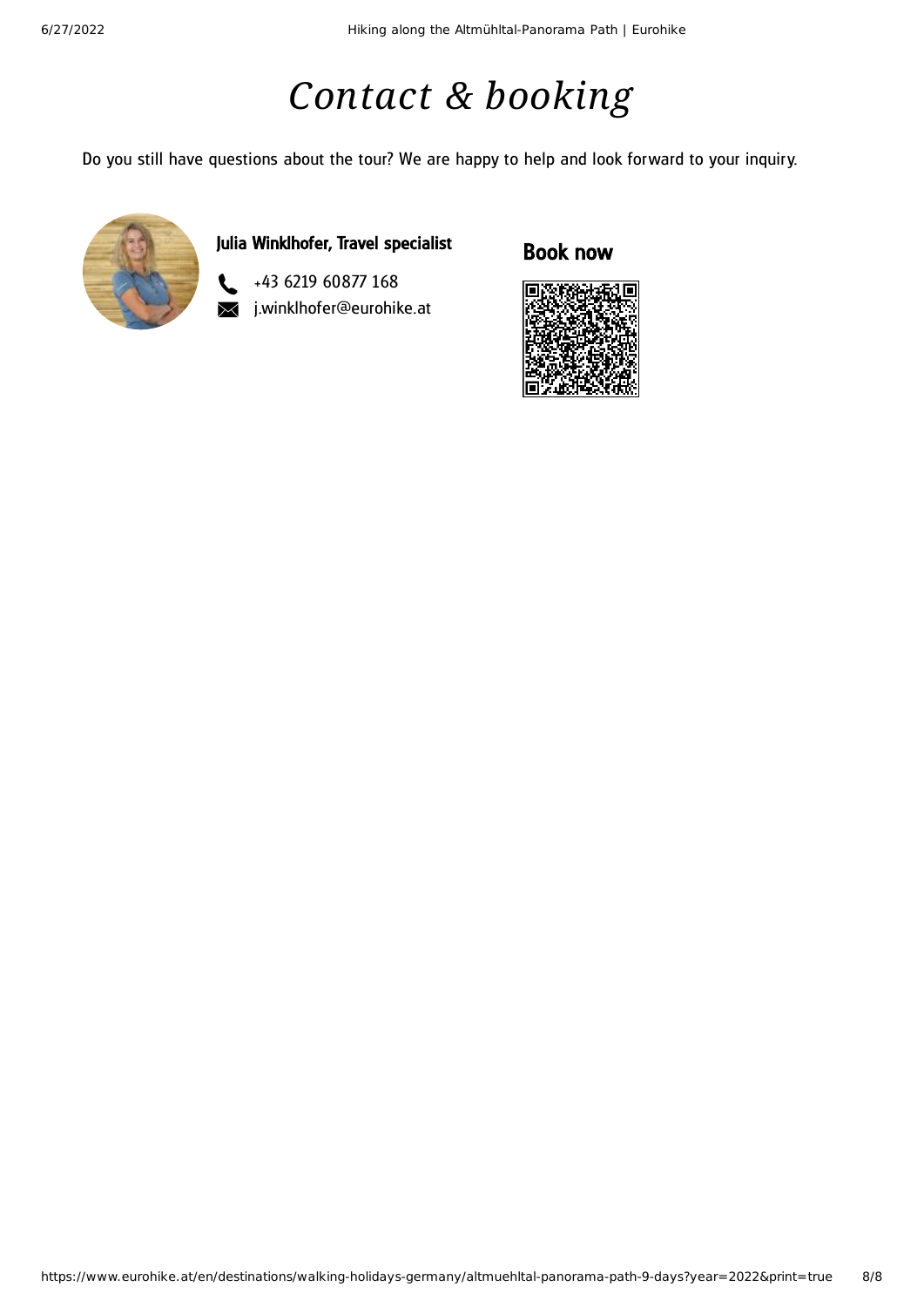# *Contact & booking*

Do you still have questions about the tour? We are happy to help and look forward to your inquiry.

**Julia Winklhofer, Travel specialist**

+43 6219 60877 168

j.winklhofer@eurohike.at

**Book now**